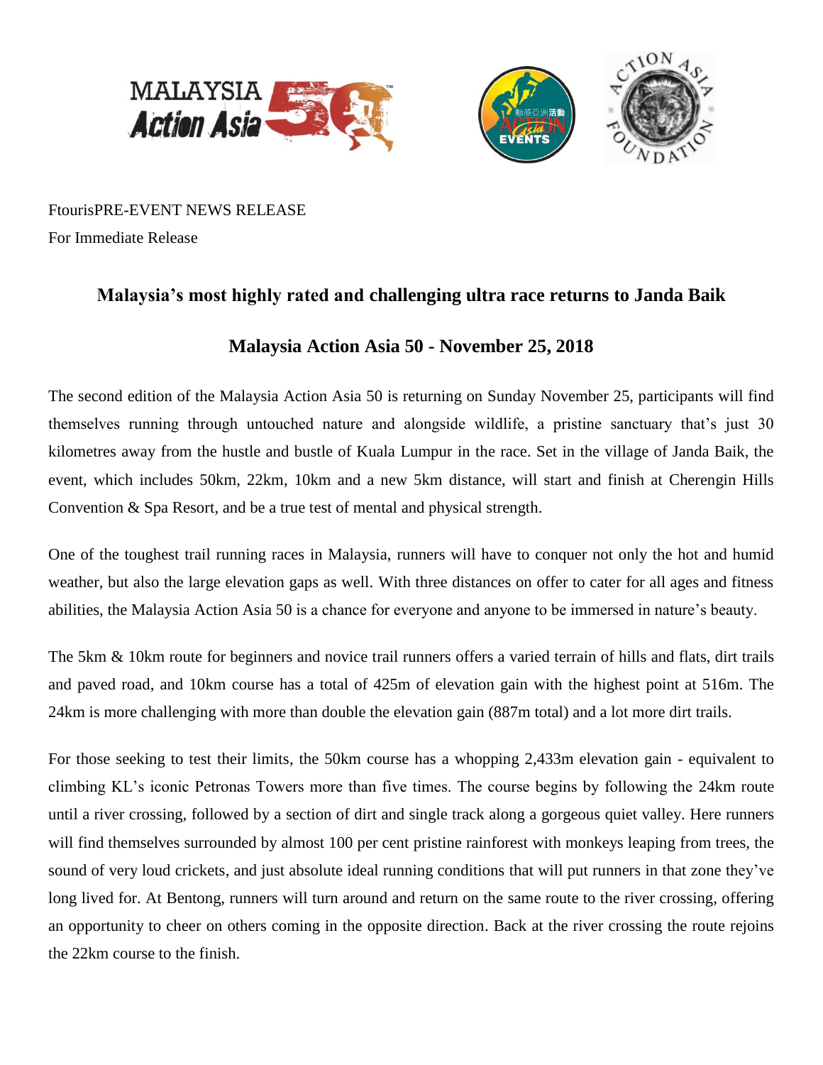FtourisPRE-EVENT NEWS RELEASE

For Immediate Release

## Malaysia's most highly rated and challenging ultra race returns to Janda Baik

## Malaysia Action Asia 50 - November 25, 2018

The second edition of the Malaysia Action Asia 50 is returning on Sunday November 25, participants will find themselves running through untouched nature and alongside wildlife, a pristine sanctuary that's just 30 kilometres away from the hustle and bustle of Kuala Lumpur in the race. Set in the village of Janda Baik, the event, which includes 50km, 22km, 10km and a new 5km distance, will start and finish at Cherengin Hills Convention & Spa Resort, and be a true test of mental and physical strength.

One of the toughest trail running races in Malaysia, runners will have to conquer not only the hot and humid weather, but also the large elevation gaps as well. With three distances on offer to cater for all ages and fitness abilities, the Malaysia Action Asia 50 is a chance for everyone and anyone to be immersed in nature's beauty.

The 5km & 10km route for beginners and novice trail runners offers a varied terrain of hills and flats, dirt trails and paved road, and 10km course has a total of 425m of elevation gain with the highest point at 516m. The 24km is more challenging with more than double the elevation gain (887m total) and a lot more dirt trails.

For those seeking to test their limits, the 50km course has a whopping 2,433m elevation gain - equivalent to climbing KL's iconic Petronas Towers more than five times. The course begins by following the 24km route until a river crossing, followed by a section of dirt and single track along a gorgeous quiet valley. Here runners will find themselves surrounded by almost 100 per cent pristine rainforest with monkeys leaping from trees, the sound of very loud crickets, and just absolute ideal running conditions that will put runners in that zone they've long lived for. At Bentong, runners will turn around and return on the same route to the river crossing, offering an opportunity to cheer on others coming in the opposite direction. Back at the river crossing the route rejoins the 22km course to the finish.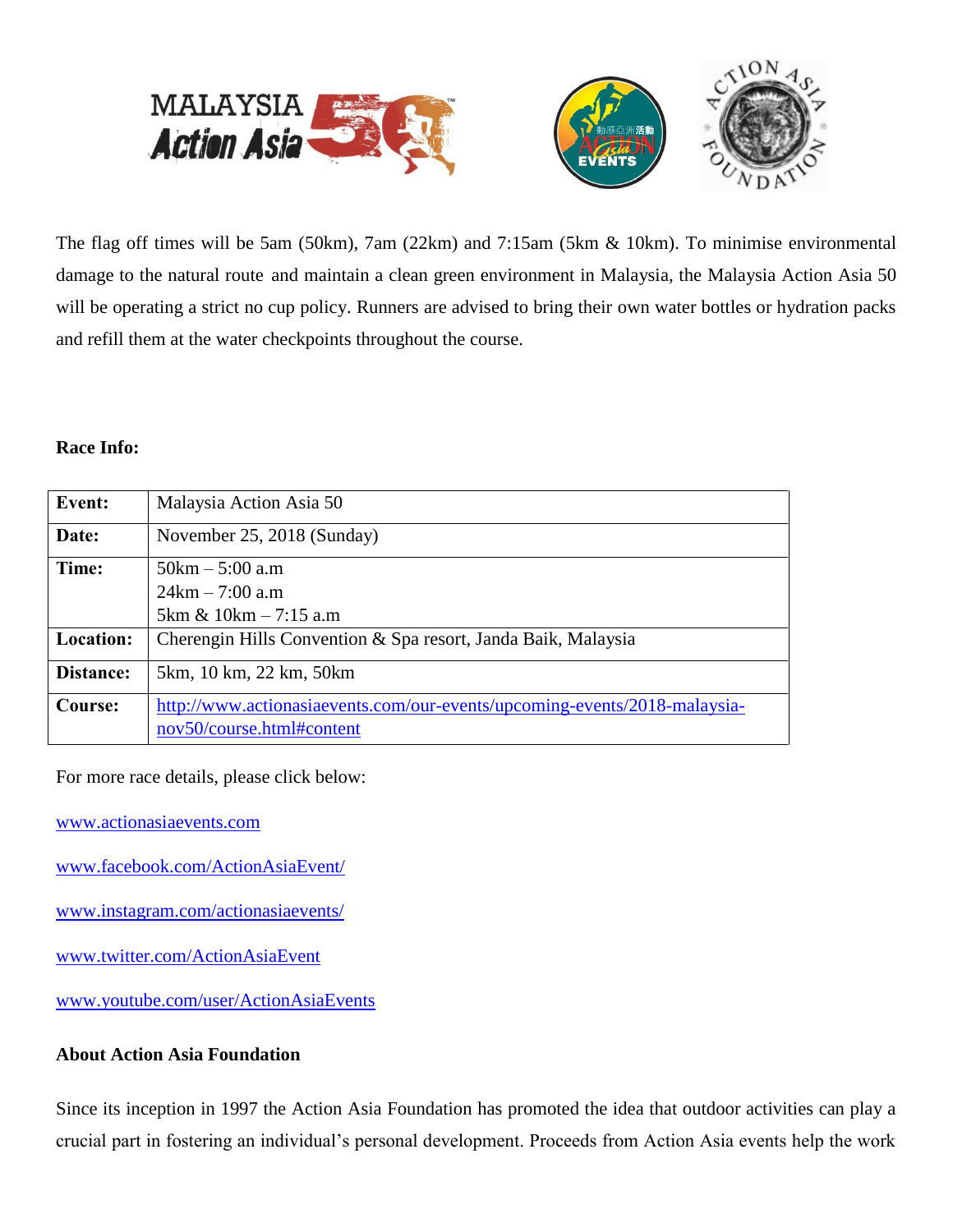The flag off times will be 5am (50km), 7am (22km) and 7:15am (5km & 10km). To minimise environmental damage to the natural route and maintain a clean green environment in Malaysia, the Malaysia Action Asia 50 will be operating a strict no cup policy. Runners are advised to bring their own water bottles or hydration packs and refill them at the water checkpoints throughout the course.

**Race Info:**

| | |
|---|---|
| **Event:** | Malaysia Action Asia 50 |
| **Date:** | November 25, 2018 (Sunday) |
| **Time:** | 50km – 5:00 a.m<br>24km – 7:00 a.m<br>5km & 10km – 7:15 a.m |
| **Location:** | Cherengin Hills Convention & Spa resort, Janda Baik, Malaysia |
| **Distance:** | 5km, 10 km, 22 km, 50km |
| **Course:** | http://www.actionasiaevents.com/our-events/upcoming-events/2018-malaysia-nov50/course.html#content |

For more race details, please click below:

www.actionasiaevents.com

www.facebook.com/ActionAsiaEvent/

www.instagram.com/actionasiaevents/

www.twitter.com/ActionAsiaEvent

www.youtube.com/user/ActionAsiaEvents

**About Action Asia Foundation**

Since its inception in 1997 the Action Asia Foundation has promoted the idea that outdoor activities can play a crucial part in fostering an individual's personal development. Proceeds from Action Asia events help the work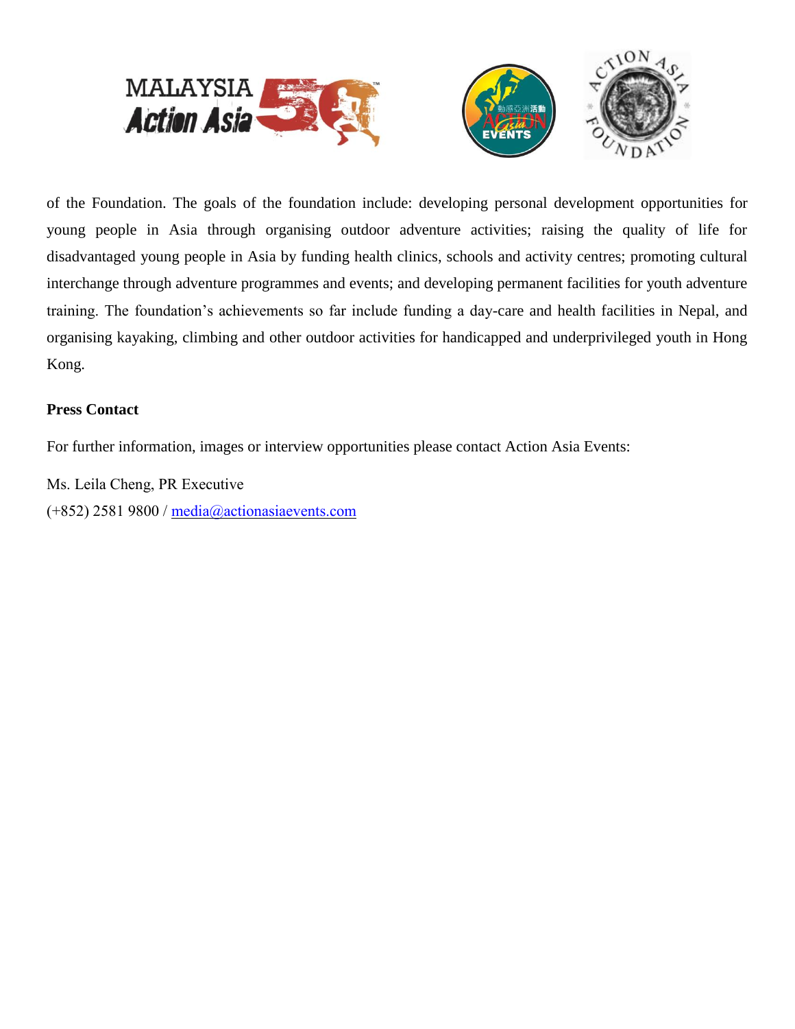of the Foundation. The goals of the foundation include: developing personal development opportunities for young people in Asia through organising outdoor adventure activities; raising the quality of life for disadvantaged young people in Asia by funding health clinics, schools and activity centres; promoting cultural interchange through adventure programmes and events; and developing permanent facilities for youth adventure training. The foundation's achievements so far include funding a day-care and health facilities in Nepal, and organising kayaking, climbing and other outdoor activities for handicapped and underprivileged youth in Hong Kong.

**Press Contact**

For further information, images or interview opportunities please contact Action Asia Events:

Ms. Leila Cheng, PR Executive
(+852) 2581 9800 / media@actionasiaevents.com